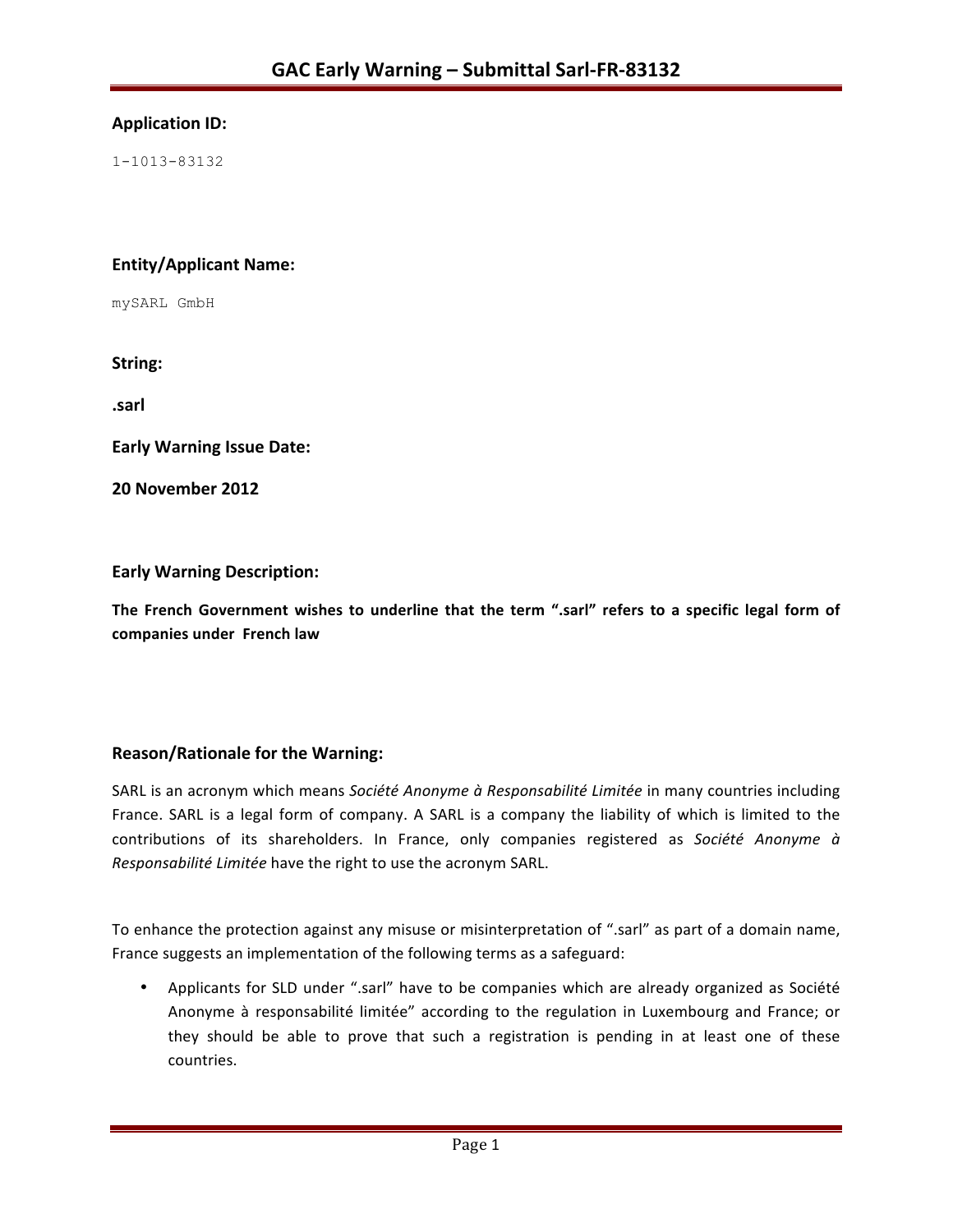# GAC Early Warning – Submittal Sarl-FR-83132

**Application ID:**

1-1013-83132

**Entity/Applicant Name:**

mySARL GmbH

**String:**

**.sarl**

**Early Warning Issue Date:**

**20 November 2012**

**Early Warning Description:**

**The French Government wishes to underline that the term ".sarl" refers to a specific legal form of companies under French law**

**Reason/Rationale for the Warning:**

SARL is an acronym which means *Société Anonyme à Responsabilité Limitée* in many countries including France. SARL is a legal form of company. A SARL is a company the liability of which is limited to the contributions of its shareholders. In France, only companies registered as *Société Anonyme à Responsabilité Limitée* have the right to use the acronym SARL.

To enhance the protection against any misuse or misinterpretation of ".sarl" as part of a domain name, France suggests an implementation of the following terms as a safeguard:

- Applicants for SLD under ".sarl" have to be companies which are already organized as Société Anonyme à responsabilité limitée" according to the regulation in Luxembourg and France; or they should be able to prove that such a registration is pending in at least one of these countries.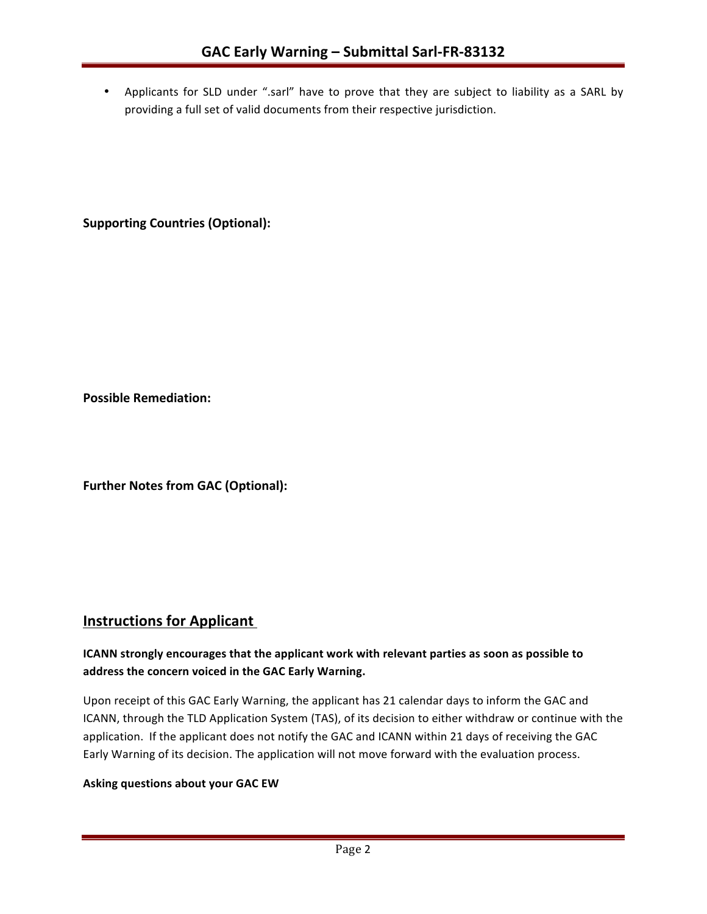- Applicants for SLD under ".sarl" have to prove that they are subject to liability as a SARL by providing a full set of valid documents from their respective jurisdiction.

**Supporting Countries (Optional):**

**Possible Remediation:**

**Further Notes from GAC (Optional):**

## Instructions for Applicant

**ICANN strongly encourages that the applicant work with relevant parties as soon as possible to address the concern voiced in the GAC Early Warning.**

Upon receipt of this GAC Early Warning, the applicant has 21 calendar days to inform the GAC and ICANN, through the TLD Application System (TAS), of its decision to either withdraw or continue with the application. If the applicant does not notify the GAC and ICANN within 21 days of receiving the GAC Early Warning of its decision. The application will not move forward with the evaluation process.

**Asking questions about your GAC EW**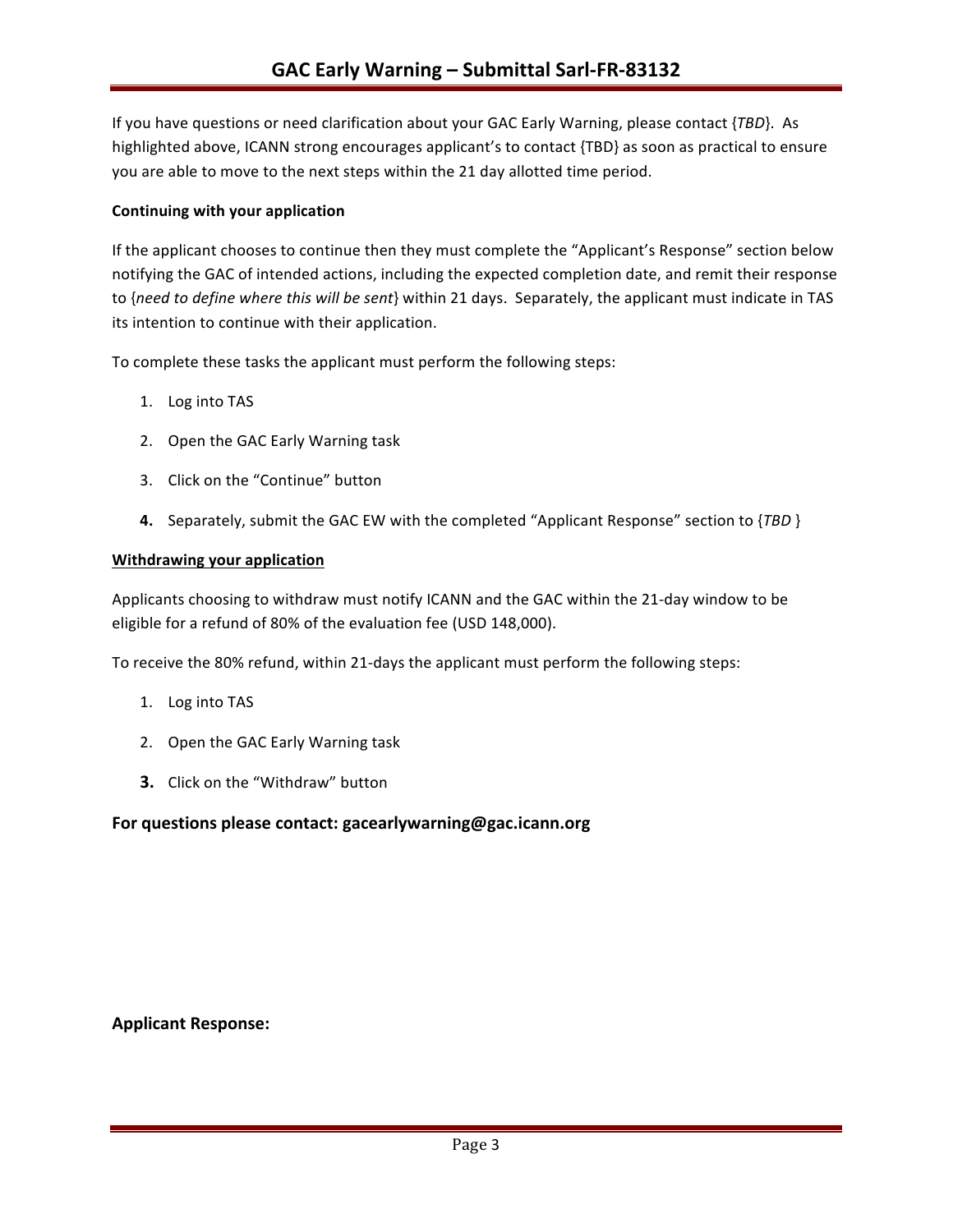If you have questions or need clarification about your GAC Early Warning, please contact {*TBD*}. As highlighted above, ICANN strong encourages applicant's to contact {TBD} as soon as practical to ensure you are able to move to the next steps within the 21 day allotted time period.

**Continuing with your application**

If the applicant chooses to continue then they must complete the "Applicant's Response" section below notifying the GAC of intended actions, including the expected completion date, and remit their response to {*need to define where this will be sent*} within 21 days. Separately, the applicant must indicate in TAS its intention to continue with their application.

To complete these tasks the applicant must perform the following steps:

1. Log into TAS
2. Open the GAC Early Warning task
3. Click on the "Continue" button
4. Separately, submit the GAC EW with the completed "Applicant Response" section to {*TBD* }

**Withdrawing your application**

Applicants choosing to withdraw must notify ICANN and the GAC within the 21-day window to be eligible for a refund of 80% of the evaluation fee (USD 148,000).

To receive the 80% refund, within 21-days the applicant must perform the following steps:

1. Log into TAS
2. Open the GAC Early Warning task
3. Click on the "Withdraw" button

### For questions please contact: gacearlywarning@gac.icann.org

### Applicant Response: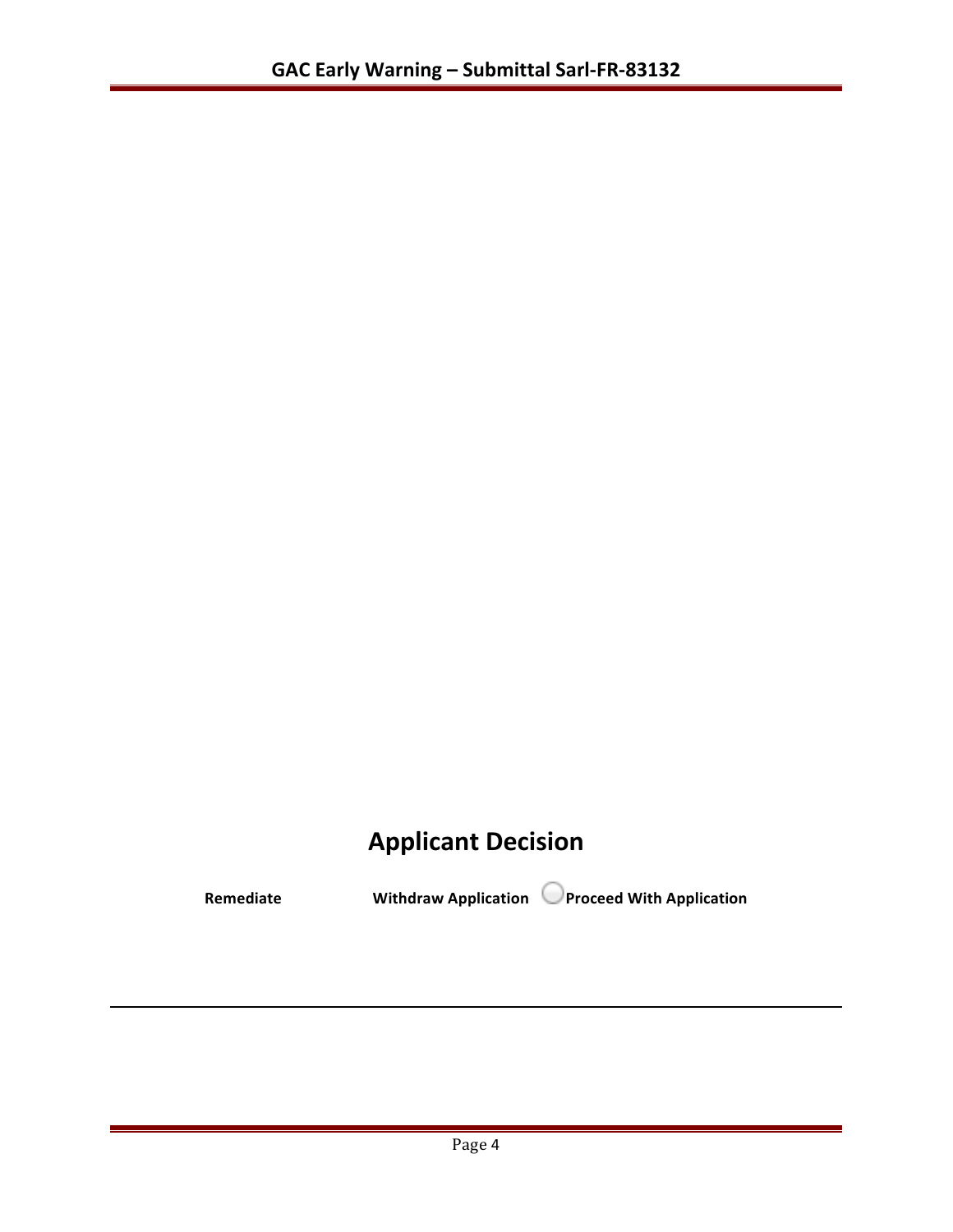## Applicant Decision

**Remediate** **Withdraw Application** **Proceed With Application**